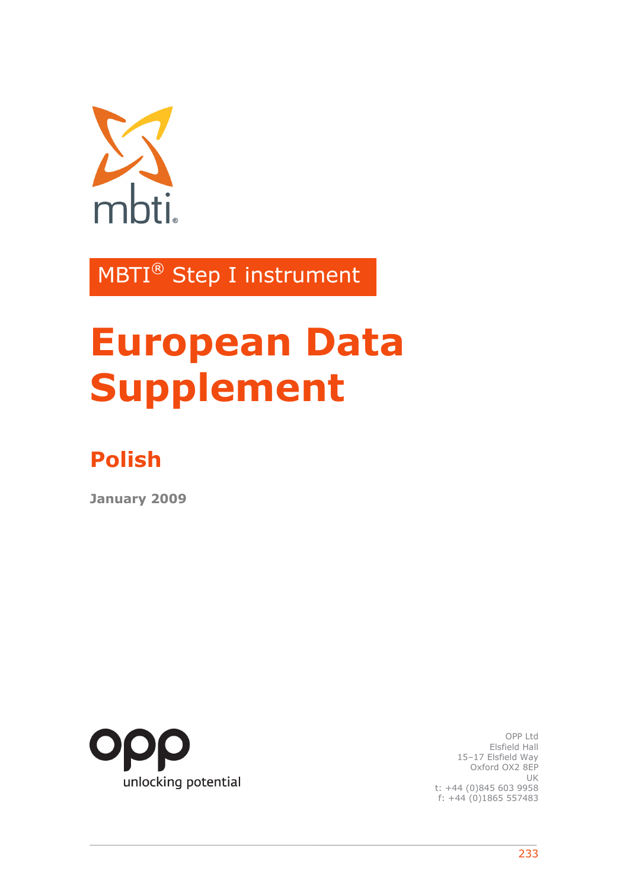mbti®

MBTI® Step I instrument

# European Data Supplement

## Polish

**January 2009**

opp
unlocking potential

OPP Ltd
Elsfield Hall
15–17 Elsfield Way
Oxford OX2 8EP
UK
t: +44 (0)845 603 9958
f: +44 (0)1865 557483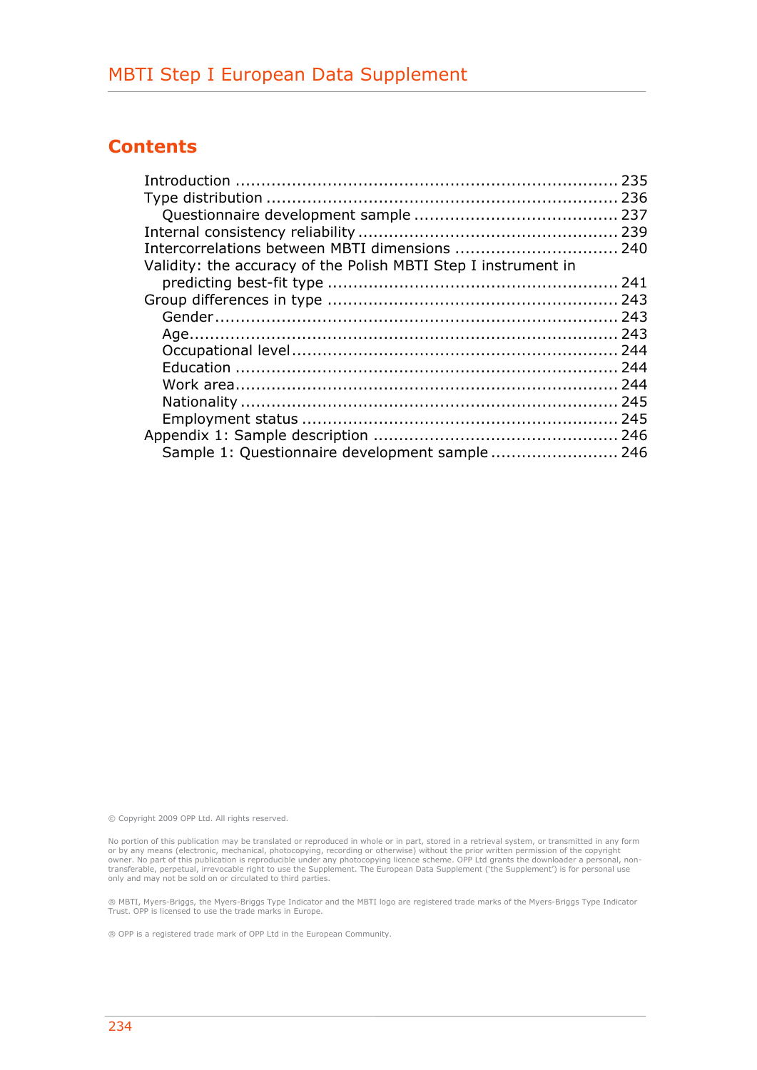## Contents

- Introduction ........................................................................ 235
- Type distribution ................................................................... 236
  - Questionnaire development sample ...................................... 237
- Internal consistency reliability ................................................. 239
- Intercorrelations between MBTI dimensions ............................... 240
- Validity: the accuracy of the Polish MBTI Step I instrument in predicting best-fit type ....................................................... 241
- Group differences in type ...................................................... 243
  - Gender ............................................................................ 243
  - Age ................................................................................. 243
  - Occupational level ............................................................. 244
  - Education ........................................................................ 244
  - Work area ........................................................................ 244
  - Nationality ....................................................................... 245
  - Employment status ........................................................... 245
- Appendix 1: Sample description .............................................. 246
  - Sample 1: Questionnaire development sample ........................ 246

© Copyright 2009 OPP Ltd. All rights reserved.

No portion of this publication may be translated or reproduced in whole or in part, stored in a retrieval system, or transmitted in any form or by any means (electronic, mechanical, photocopying, recording or otherwise) without the prior written permission of the copyright owner. No part of this publication is reproducible under any photocopying licence scheme. OPP Ltd grants the downloader a personal, non-transferable, perpetual, irrevocable right to use the Supplement. The European Data Supplement ('the Supplement') is for personal use only and may not be sold on or circulated to third parties.

® MBTI, Myers-Briggs, the Myers-Briggs Type Indicator and the MBTI logo are registered trade marks of the Myers-Briggs Type Indicator Trust. OPP is licensed to use the trade marks in Europe.

® OPP is a registered trade mark of OPP Ltd in the European Community.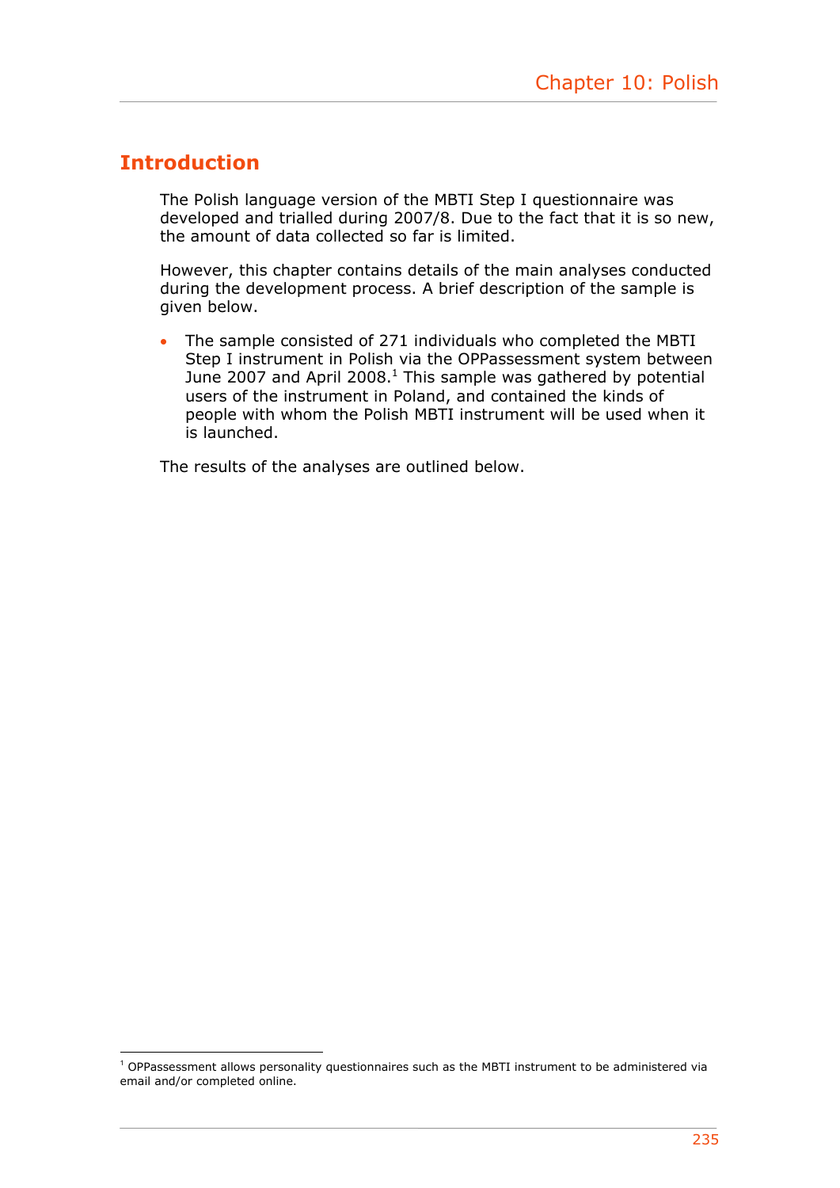## Introduction

The Polish language version of the MBTI Step I questionnaire was developed and trialled during 2007/8. Due to the fact that it is so new, the amount of data collected so far is limited.

However, this chapter contains details of the main analyses conducted during the development process. A brief description of the sample is given below.

- The sample consisted of 271 individuals who completed the MBTI Step I instrument in Polish via the OPPassessment system between June 2007 and April 2008.[1] This sample was gathered by potential users of the instrument in Poland, and contained the kinds of people with whom the Polish MBTI instrument will be used when it is launched.

The results of the analyses are outlined below.

[1] OPPassessment allows personality questionnaires such as the MBTI instrument to be administered via email and/or completed online.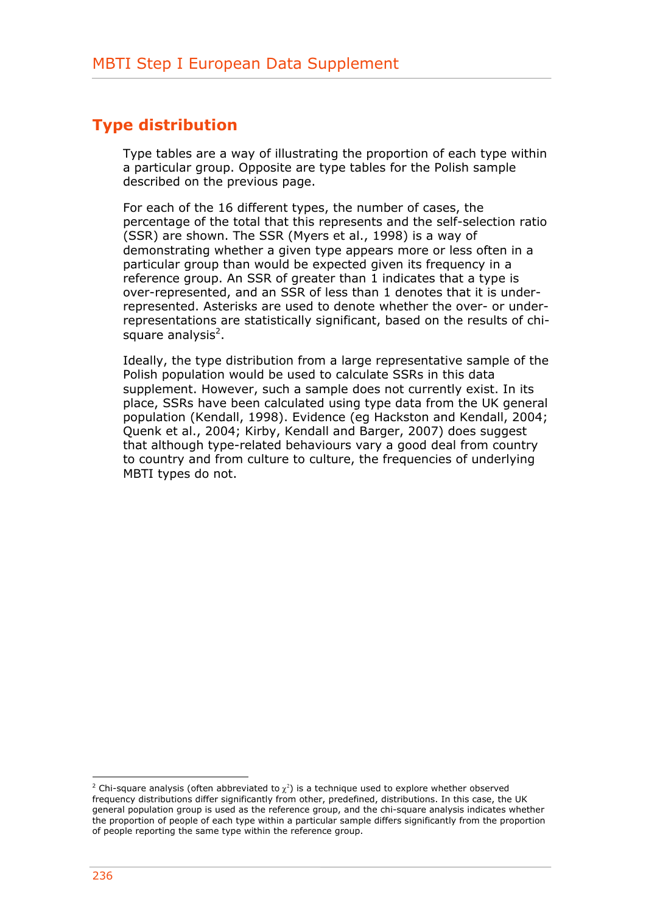## Type distribution

Type tables are a way of illustrating the proportion of each type within a particular group. Opposite are type tables for the Polish sample described on the previous page.

For each of the 16 different types, the number of cases, the percentage of the total that this represents and the self-selection ratio (SSR) are shown. The SSR (Myers et al., 1998) is a way of demonstrating whether a given type appears more or less often in a particular group than would be expected given its frequency in a reference group. An SSR of greater than 1 indicates that a type is over-represented, and an SSR of less than 1 denotes that it is under-represented. Asterisks are used to denote whether the over- or under-representations are statistically significant, based on the results of chi-square analysis[2].

Ideally, the type distribution from a large representative sample of the Polish population would be used to calculate SSRs in this data supplement. However, such a sample does not currently exist. In its place, SSRs have been calculated using type data from the UK general population (Kendall, 1998). Evidence (eg Hackston and Kendall, 2004; Quenk et al., 2004; Kirby, Kendall and Barger, 2007) does suggest that although type-related behaviours vary a good deal from country to country and from culture to culture, the frequencies of underlying MBTI types do not.

---

[2] Chi-square analysis (often abbreviated to $\chi^2$) is a technique used to explore whether observed frequency distributions differ significantly from other, predefined, distributions. In this case, the UK general population group is used as the reference group, and the chi-square analysis indicates whether the proportion of people of each type within a particular sample differs significantly from the proportion of people reporting the same type within the reference group.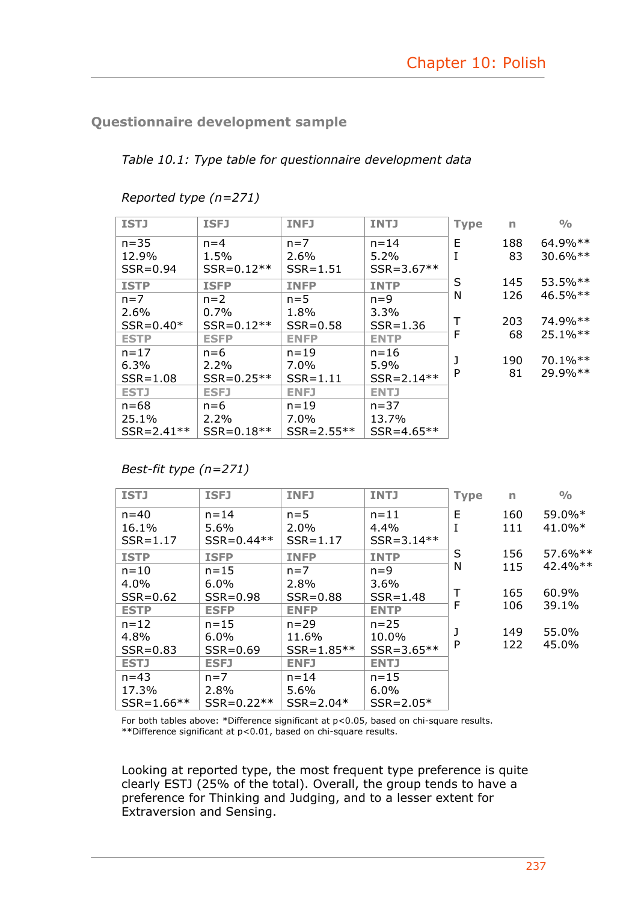## Questionnaire development sample

*Table 10.1: Type table for questionnaire development data*

*Reported type (n=271)*

| ISTJ | ISFJ | INFJ | INTJ |
|---|---|---|---|
| n=35<br>12.9%<br>SSR=0.94 | n=4<br>1.5%<br>SSR=0.12** | n=7<br>2.6%<br>SSR=1.51 | n=14<br>5.2%<br>SSR=3.67** |
| **ISTP** | **ISFP** | **INFP** | **INTP** |
| n=7<br>2.6%<br>SSR=0.40* | n=2<br>0.7%<br>SSR=0.12** | n=5<br>1.8%<br>SSR=0.58 | n=9<br>3.3%<br>SSR=1.36 |
| **ESTP** | **ESFP** | **ENFP** | **ENTP** |
| n=17<br>6.3%<br>SSR=1.08 | n=6<br>2.2%<br>SSR=0.25** | n=19<br>7.0%<br>SSR=1.11 | n=16<br>5.9%<br>SSR=2.14** |
| **ESTJ** | **ESFJ** | **ENFJ** | **ENTJ** |
| n=68<br>25.1%<br>SSR=2.41** | n=6<br>2.2%<br>SSR=0.18** | n=19<br>7.0%<br>SSR=2.55** | n=37<br>13.7%<br>SSR=4.65** |

| Type | n | % |
|---|---|---|
| E | 188 | 64.9%** |
| I | 83 | 30.6%** |
| S | 145 | 53.5%** |
| N | 126 | 46.5%** |
| T | 203 | 74.9%** |
| F | 68 | 25.1%** |
| J | 190 | 70.1%** |
| P | 81 | 29.9%** |

*Best-fit type (n=271)*

| ISTJ | ISFJ | INFJ | INTJ |
|---|---|---|---|
| n=40<br>16.1%<br>SSR=1.17 | n=14<br>5.6%<br>SSR=0.44** | n=5<br>2.0%<br>SSR=1.17 | n=11<br>4.4%<br>SSR=3.14** |
| **ISTP** | **ISFP** | **INFP** | **INTP** |
| n=10<br>4.0%<br>SSR=0.62 | n=15<br>6.0%<br>SSR=0.98 | n=7<br>2.8%<br>SSR=0.88 | n=9<br>3.6%<br>SSR=1.48 |
| **ESTP** | **ESFP** | **ENFP** | **ENTP** |
| n=12<br>4.8%<br>SSR=0.83 | n=15<br>6.0%<br>SSR=0.69 | n=29<br>11.6%<br>SSR=1.85** | n=25<br>10.0%<br>SSR=3.65** |
| **ESTJ** | **ESFJ** | **ENFJ** | **ENTJ** |
| n=43<br>17.3%<br>SSR=1.66** | n=7<br>2.8%<br>SSR=0.22** | n=14<br>5.6%<br>SSR=2.04* | n=15<br>6.0%<br>SSR=2.05* |

| Type | n | % |
|---|---|---|
| E | 160 | 59.0%* |
| I | 111 | 41.0%* |
| S | 156 | 57.6%** |
| N | 115 | 42.4%** |
| T | 165 | 60.9% |
| F | 106 | 39.1% |
| J | 149 | 55.0% |
| P | 122 | 45.0% |

For both tables above: *Difference significant at $p<0.05$, based on chi-square results.
**Difference significant at $p<0.01$, based on chi-square results.

Looking at reported type, the most frequent type preference is quite clearly ESTJ (25% of the total). Overall, the group tends to have a preference for Thinking and Judging, and to a lesser extent for Extraversion and Sensing.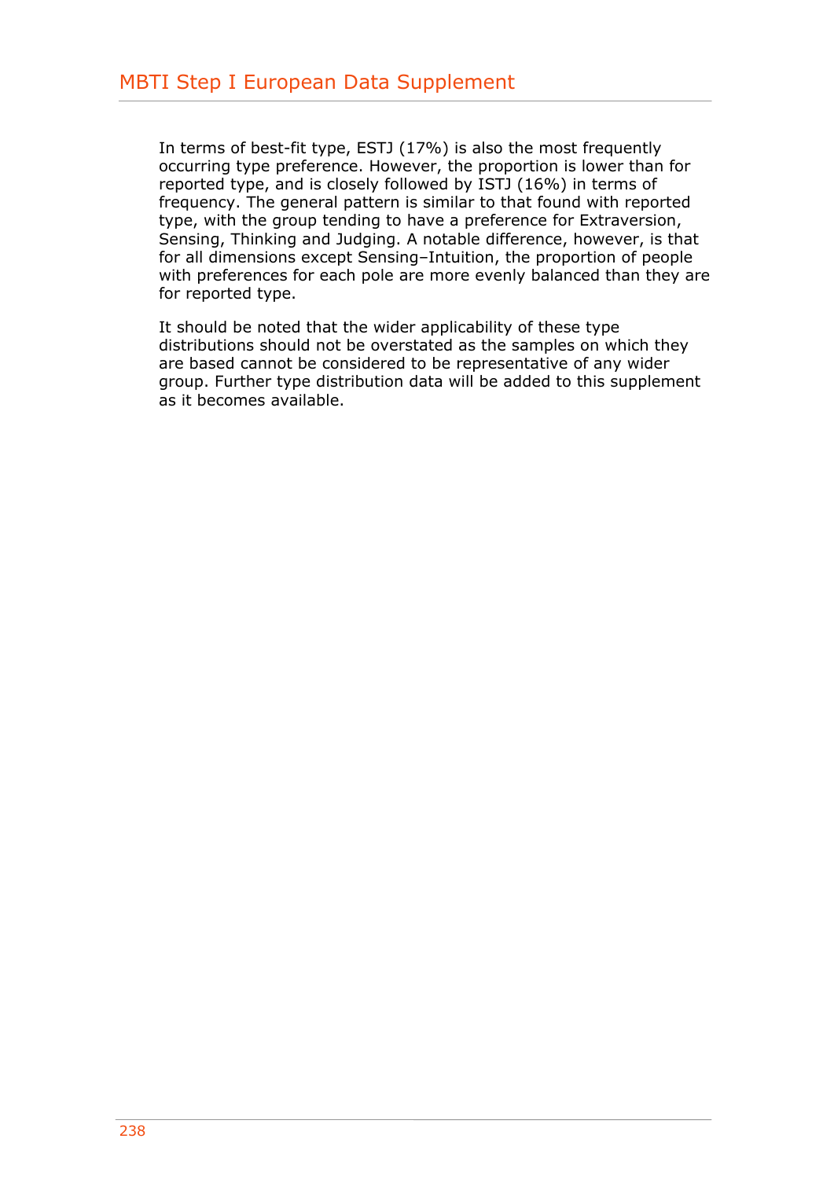In terms of best-fit type, ESTJ (17%) is also the most frequently occurring type preference. However, the proportion is lower than for reported type, and is closely followed by ISTJ (16%) in terms of frequency. The general pattern is similar to that found with reported type, with the group tending to have a preference for Extraversion, Sensing, Thinking and Judging. A notable difference, however, is that for all dimensions except Sensing–Intuition, the proportion of people with preferences for each pole are more evenly balanced than they are for reported type.

It should be noted that the wider applicability of these type distributions should not be overstated as the samples on which they are based cannot be considered to be representative of any wider group. Further type distribution data will be added to this supplement as it becomes available.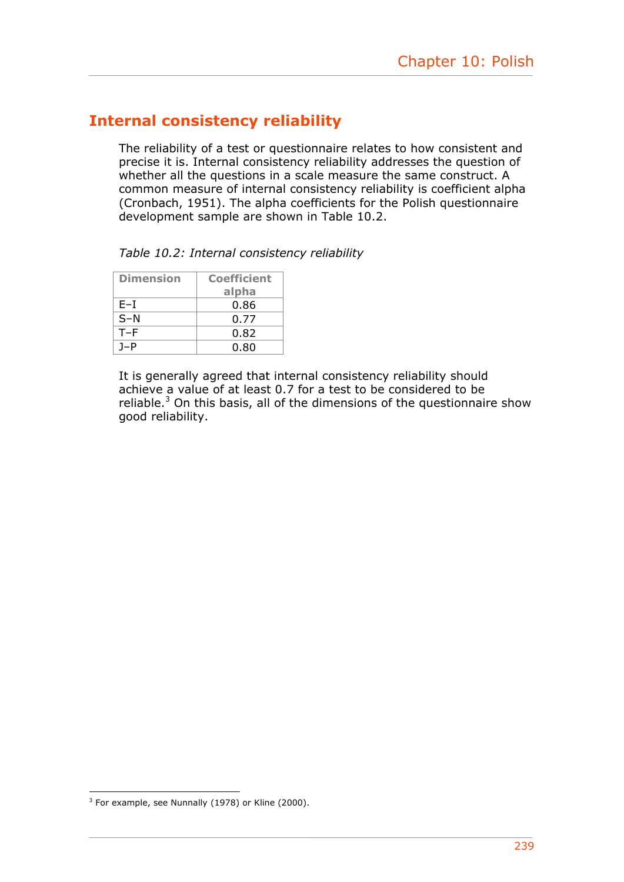## Internal consistency reliability

The reliability of a test or questionnaire relates to how consistent and precise it is. Internal consistency reliability addresses the question of whether all the questions in a scale measure the same construct. A common measure of internal consistency reliability is coefficient alpha (Cronbach, 1951). The alpha coefficients for the Polish questionnaire development sample are shown in Table 10.2.

*Table 10.2: Internal consistency reliability*

| Dimension | Coefficient alpha |
|---|---|
| E–I | 0.86 |
| S–N | 0.77 |
| T–F | 0.82 |
| J–P | 0.80 |

It is generally agreed that internal consistency reliability should achieve a value of at least 0.7 for a test to be considered to be reliable.[3] On this basis, all of the dimensions of the questionnaire show good reliability.

[3] For example, see Nunnally (1978) or Kline (2000).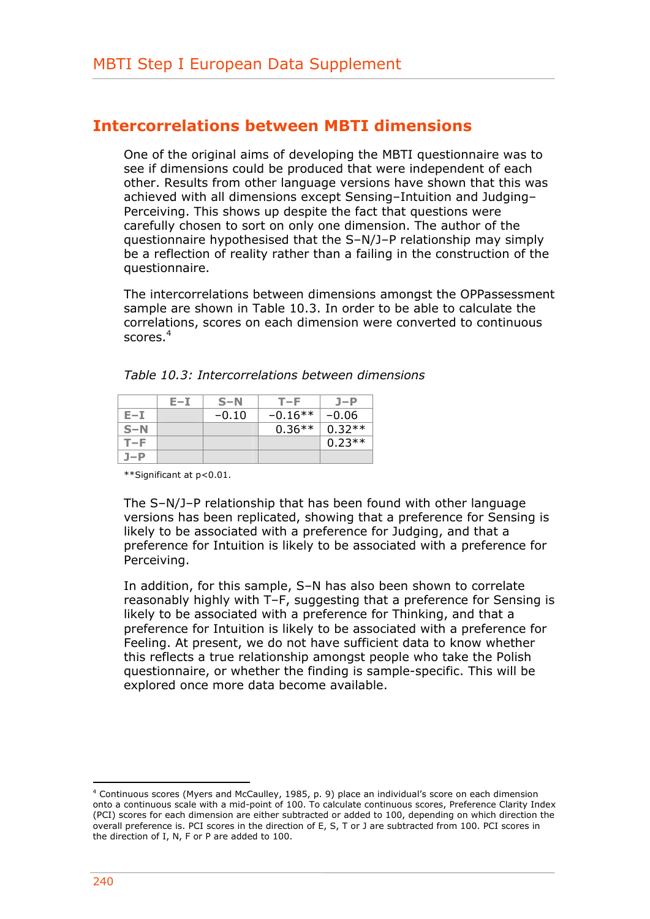## Intercorrelations between MBTI dimensions

One of the original aims of developing the MBTI questionnaire was to see if dimensions could be produced that were independent of each other. Results from other language versions have shown that this was achieved with all dimensions except Sensing–Intuition and Judging–Perceiving. This shows up despite the fact that questions were carefully chosen to sort on only one dimension. The author of the questionnaire hypothesised that the S–N/J–P relationship may simply be a reflection of reality rather than a failing in the construction of the questionnaire.

The intercorrelations between dimensions amongst the OPPassessment sample are shown in Table 10.3. In order to be able to calculate the correlations, scores on each dimension were converted to continuous scores.[4]

*Table 10.3: Intercorrelations between dimensions*

| | E–I | S–N | T–F | J–P |
|---|---|---|---|---|
| E–I | | −0.10 | −0.16** | −0.06 |
| S–N | | | 0.36** | 0.32** |
| T–F | | | | 0.23** |
| J–P | | | | |

**Significant at p<0.01.

The S–N/J–P relationship that has been found with other language versions has been replicated, showing that a preference for Sensing is likely to be associated with a preference for Judging, and that a preference for Intuition is likely to be associated with a preference for Perceiving.

In addition, for this sample, S–N has also been shown to correlate reasonably highly with T–F, suggesting that a preference for Sensing is likely to be associated with a preference for Thinking, and that a preference for Intuition is likely to be associated with a preference for Feeling. At present, we do not have sufficient data to know whether this reflects a true relationship amongst people who take the Polish questionnaire, or whether the finding is sample-specific. This will be explored once more data become available.

---

[4] Continuous scores (Myers and McCaulley, 1985, p. 9) place an individual's score on each dimension onto a continuous scale with a mid-point of 100. To calculate continuous scores, Preference Clarity Index (PCI) scores for each dimension are either subtracted or added to 100, depending on which direction the overall preference is. PCI scores in the direction of E, S, T or J are subtracted from 100. PCI scores in the direction of I, N, F or P are added to 100.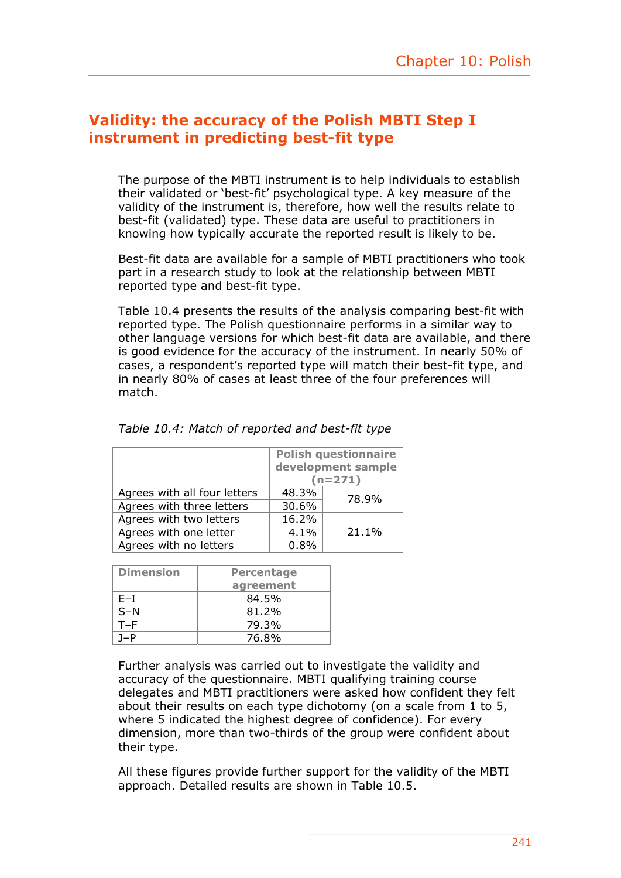## Validity: the accuracy of the Polish MBTI Step I instrument in predicting best-fit type

The purpose of the MBTI instrument is to help individuals to establish their validated or 'best-fit' psychological type. A key measure of the validity of the instrument is, therefore, how well the results relate to best-fit (validated) type. These data are useful to practitioners in knowing how typically accurate the reported result is likely to be.

Best-fit data are available for a sample of MBTI practitioners who took part in a research study to look at the relationship between MBTI reported type and best-fit type.

Table 10.4 presents the results of the analysis comparing best-fit with reported type. The Polish questionnaire performs in a similar way to other language versions for which best-fit data are available, and there is good evidence for the accuracy of the instrument. In nearly 50% of cases, a respondent's reported type will match their best-fit type, and in nearly 80% of cases at least three of the four preferences will match.

*Table 10.4: Match of reported and best-fit type*

| | Polish questionnaire development sample (n=271) | |
|---|---|---|
| Agrees with all four letters | 48.3% | 78.9% |
| Agrees with three letters | 30.6% | |
| Agrees with two letters | 16.2% | 21.1% |
| Agrees with one letter | 4.1% | |
| Agrees with no letters | 0.8% | |

| Dimension | Percentage agreement |
|---|---|
| E–I | 84.5% |
| S–N | 81.2% |
| T–F | 79.3% |
| J–P | 76.8% |

Further analysis was carried out to investigate the validity and accuracy of the questionnaire. MBTI qualifying training course delegates and MBTI practitioners were asked how confident they felt about their results on each type dichotomy (on a scale from 1 to 5, where 5 indicated the highest degree of confidence). For every dimension, more than two-thirds of the group were confident about their type.

All these figures provide further support for the validity of the MBTI approach. Detailed results are shown in Table 10.5.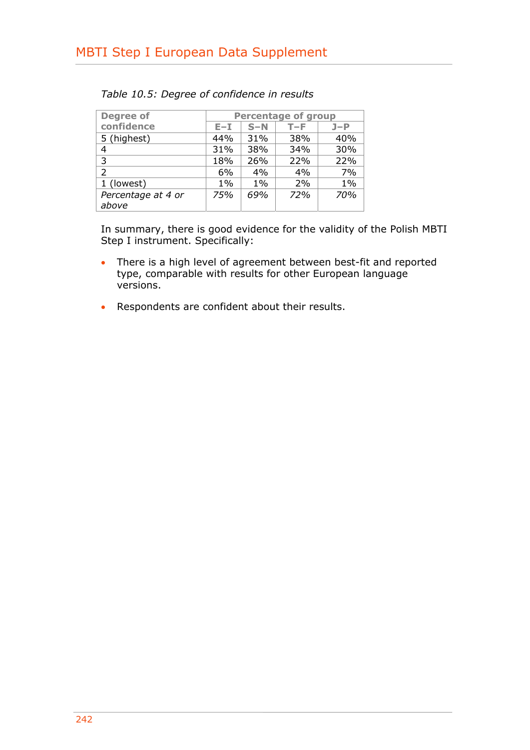*Table 10.5: Degree of confidence in results*

| Degree of confidence | Percentage of group | | | |
|---|---|---|---|---|
| | E–I | S–N | T–F | J–P |
| 5 (highest) | 44% | 31% | 38% | 40% |
| 4 | 31% | 38% | 34% | 30% |
| 3 | 18% | 26% | 22% | 22% |
| 2 | 6% | 4% | 4% | 7% |
| 1 (lowest) | 1% | 1% | 2% | 1% |
| *Percentage at 4 or above* | *75%* | *69%* | *72%* | *70%* |

In summary, there is good evidence for the validity of the Polish MBTI Step I instrument. Specifically:

- There is a high level of agreement between best-fit and reported type, comparable with results for other European language versions.
- Respondents are confident about their results.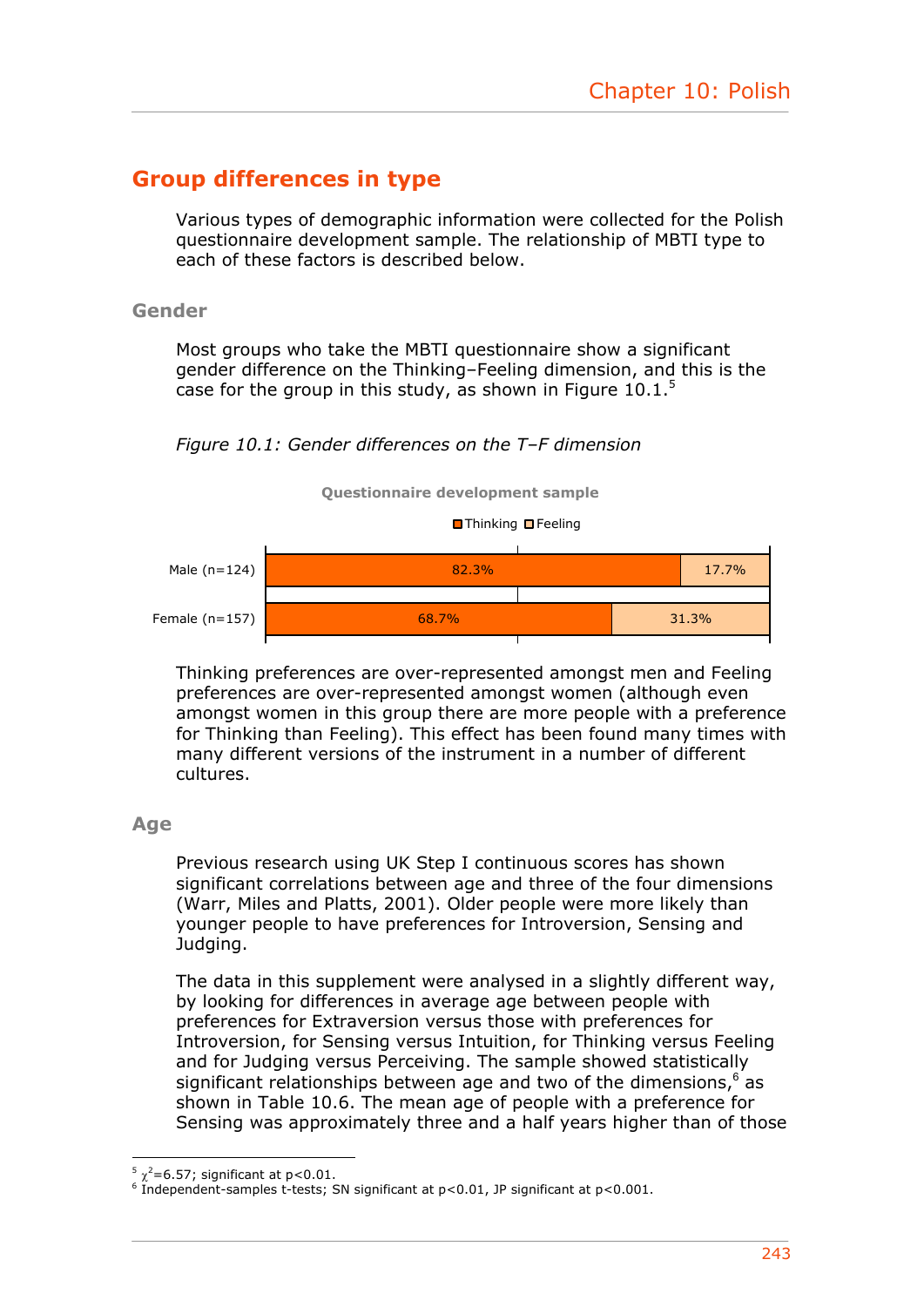## Group differences in type

Various types of demographic information were collected for the Polish questionnaire development sample. The relationship of MBTI type to each of these factors is described below.

### Gender

Most groups who take the MBTI questionnaire show a significant gender difference on the Thinking–Feeling dimension, and this is the case for the group in this study, as shown in Figure 10.1.[5]

*Figure 10.1: Gender differences on the T–F dimension*

**Questionnaire development sample**

| | Thinking | Feeling |
|---|---|---|
| Male (n=124) | 82.3% | 17.7% |
| Female (n=157) | 68.7% | 31.3% |

Thinking preferences are over-represented amongst men and Feeling preferences are over-represented amongst women (although even amongst women in this group there are more people with a preference for Thinking than Feeling). This effect has been found many times with many different versions of the instrument in a number of different cultures.

### Age

Previous research using UK Step I continuous scores has shown significant correlations between age and three of the four dimensions (Warr, Miles and Platts, 2001). Older people were more likely than younger people to have preferences for Introversion, Sensing and Judging.

The data in this supplement were analysed in a slightly different way, by looking for differences in average age between people with preferences for Extraversion versus those with preferences for Introversion, for Sensing versus Intuition, for Thinking versus Feeling and for Judging versus Perceiving. The sample showed statistically significant relationships between age and two of the dimensions,[6] as shown in Table 10.6. The mean age of people with a preference for Sensing was approximately three and a half years higher than of those

[5] $\chi^2=6.57$; significant at $p<0.01$.
[6] Independent-samples t-tests; SN significant at $p<0.01$, JP significant at $p<0.001$.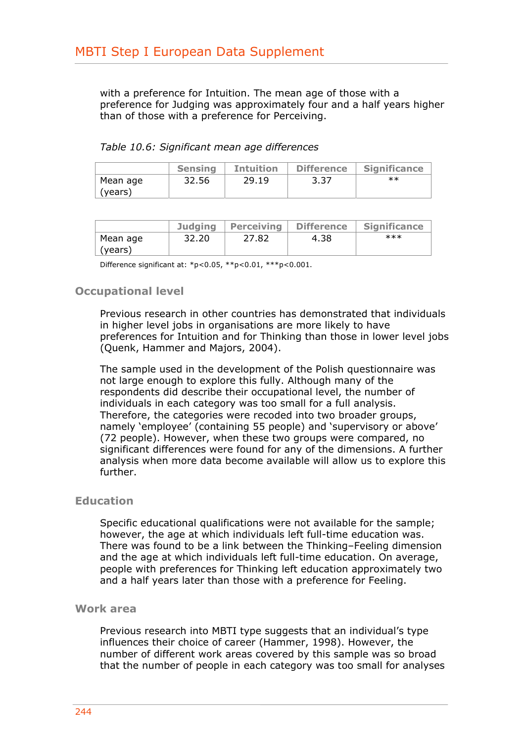with a preference for Intuition. The mean age of those with a preference for Judging was approximately four and a half years higher than of those with a preference for Perceiving.

*Table 10.6: Significant mean age differences*

| | Sensing | Intuition | Difference | Significance |
|---|---|---|---|---|
| Mean age (years) | 32.56 | 29.19 | 3.37 | ** |

| | Judging | Perceiving | Difference | Significance |
|---|---|---|---|---|
| Mean age (years) | 32.20 | 27.82 | 4.38 | *** |

Difference significant at: *$p<0.05$, **$p<0.01$, ***$p<0.001$.

## Occupational level

Previous research in other countries has demonstrated that individuals in higher level jobs in organisations are more likely to have preferences for Intuition and for Thinking than those in lower level jobs (Quenk, Hammer and Majors, 2004).

The sample used in the development of the Polish questionnaire was not large enough to explore this fully. Although many of the respondents did describe their occupational level, the number of individuals in each category was too small for a full analysis. Therefore, the categories were recoded into two broader groups, namely 'employee' (containing 55 people) and 'supervisory or above' (72 people). However, when these two groups were compared, no significant differences were found for any of the dimensions. A further analysis when more data become available will allow us to explore this further.

## Education

Specific educational qualifications were not available for the sample; however, the age at which individuals left full-time education was. There was found to be a link between the Thinking–Feeling dimension and the age at which individuals left full-time education. On average, people with preferences for Thinking left education approximately two and a half years later than those with a preference for Feeling.

## Work area

Previous research into MBTI type suggests that an individual's type influences their choice of career (Hammer, 1998). However, the number of different work areas covered by this sample was so broad that the number of people in each category was too small for analyses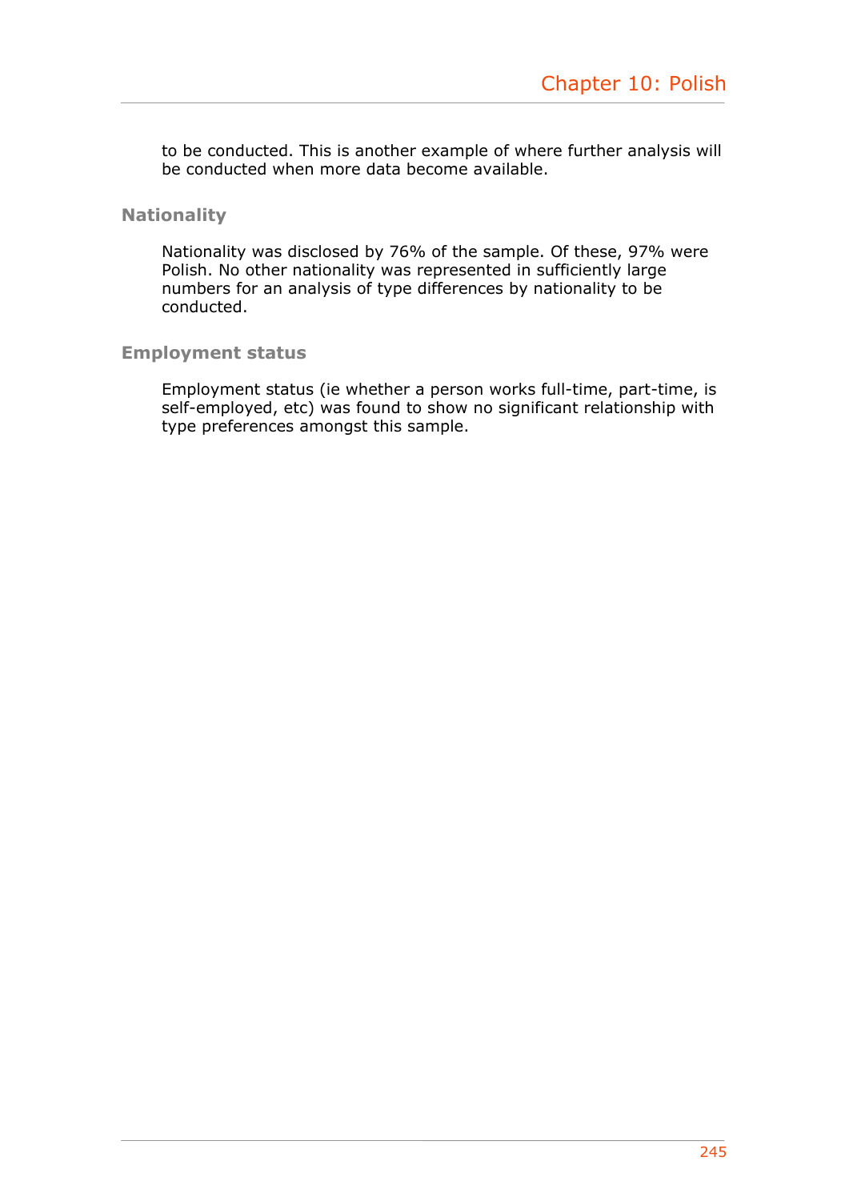to be conducted. This is another example of where further analysis will be conducted when more data become available.

### Nationality

Nationality was disclosed by 76% of the sample. Of these, 97% were Polish. No other nationality was represented in sufficiently large numbers for an analysis of type differences by nationality to be conducted.

### Employment status

Employment status (ie whether a person works full-time, part-time, is self-employed, etc) was found to show no significant relationship with type preferences amongst this sample.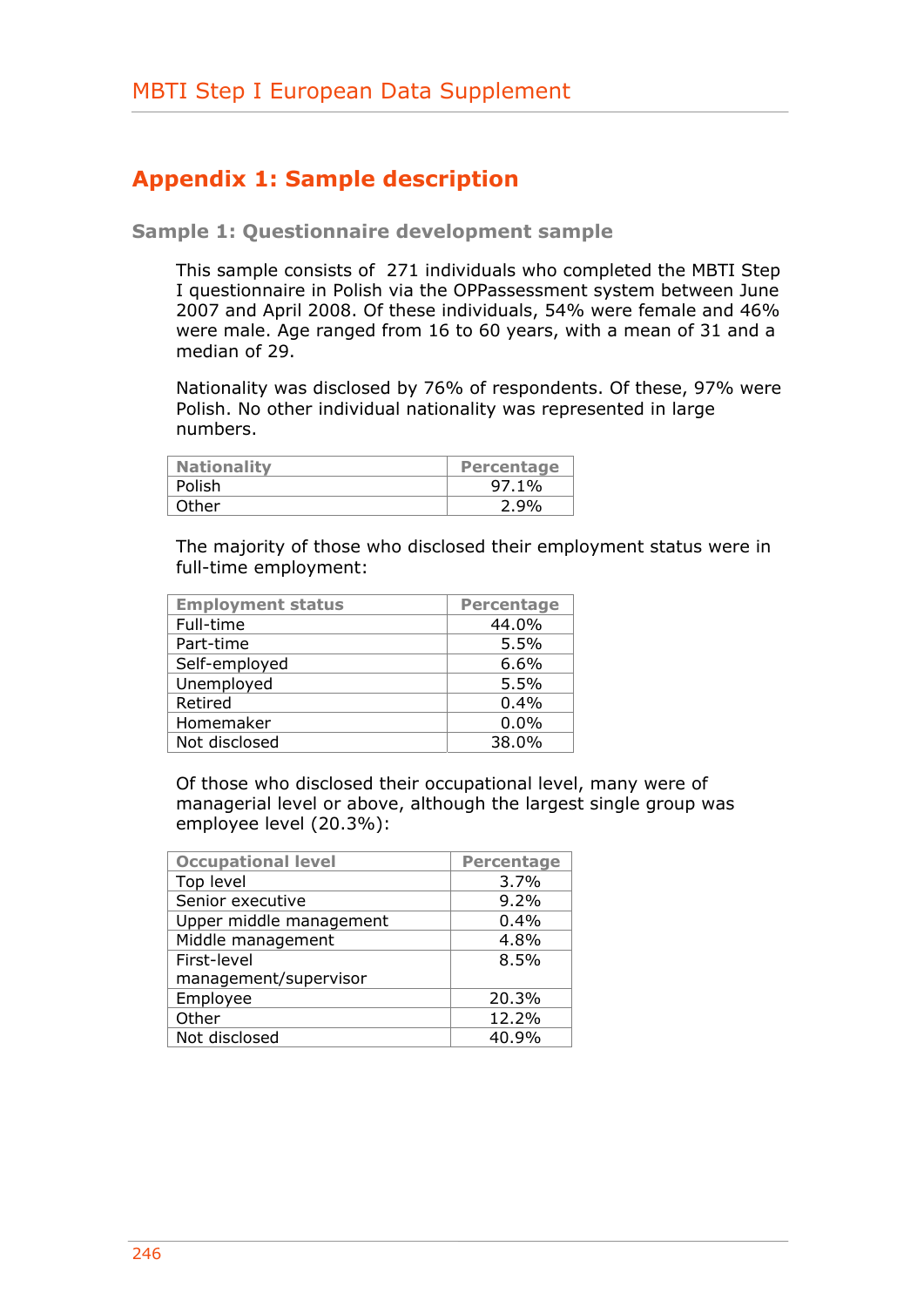# Appendix 1: Sample description

## Sample 1: Questionnaire development sample

This sample consists of 271 individuals who completed the MBTI Step I questionnaire in Polish via the OPPassessment system between June 2007 and April 2008. Of these individuals, 54% were female and 46% were male. Age ranged from 16 to 60 years, with a mean of 31 and a median of 29.

Nationality was disclosed by 76% of respondents. Of these, 97% were Polish. No other individual nationality was represented in large numbers.

| Nationality | Percentage |
|---|---|
| Polish | 97.1% |
| Other | 2.9% |

The majority of those who disclosed their employment status were in full-time employment:

| Employment status | Percentage |
|---|---|
| Full-time | 44.0% |
| Part-time | 5.5% |
| Self-employed | 6.6% |
| Unemployed | 5.5% |
| Retired | 0.4% |
| Homemaker | 0.0% |
| Not disclosed | 38.0% |

Of those who disclosed their occupational level, many were of managerial level or above, although the largest single group was employee level (20.3%):

| Occupational level | Percentage |
|---|---|
| Top level | 3.7% |
| Senior executive | 9.2% |
| Upper middle management | 0.4% |
| Middle management | 4.8% |
| First-level management/supervisor | 8.5% |
| Employee | 20.3% |
| Other | 12.2% |
| Not disclosed | 40.9% |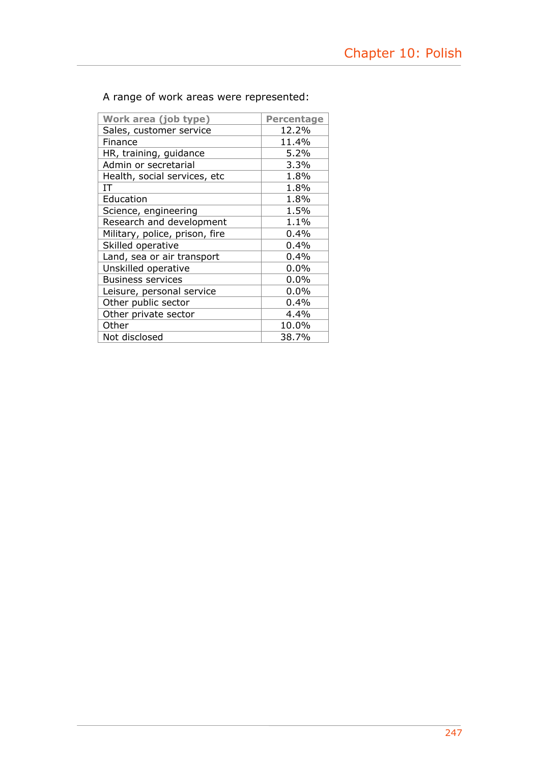A range of work areas were represented:

| Work area (job type) | Percentage |
|---|---|
| Sales, customer service | 12.2% |
| Finance | 11.4% |
| HR, training, guidance | 5.2% |
| Admin or secretarial | 3.3% |
| Health, social services, etc | 1.8% |
| IT | 1.8% |
| Education | 1.8% |
| Science, engineering | 1.5% |
| Research and development | 1.1% |
| Military, police, prison, fire | 0.4% |
| Skilled operative | 0.4% |
| Land, sea or air transport | 0.4% |
| Unskilled operative | 0.0% |
| Business services | 0.0% |
| Leisure, personal service | 0.0% |
| Other public sector | 0.4% |
| Other private sector | 4.4% |
| Other | 10.0% |
| Not disclosed | 38.7% |